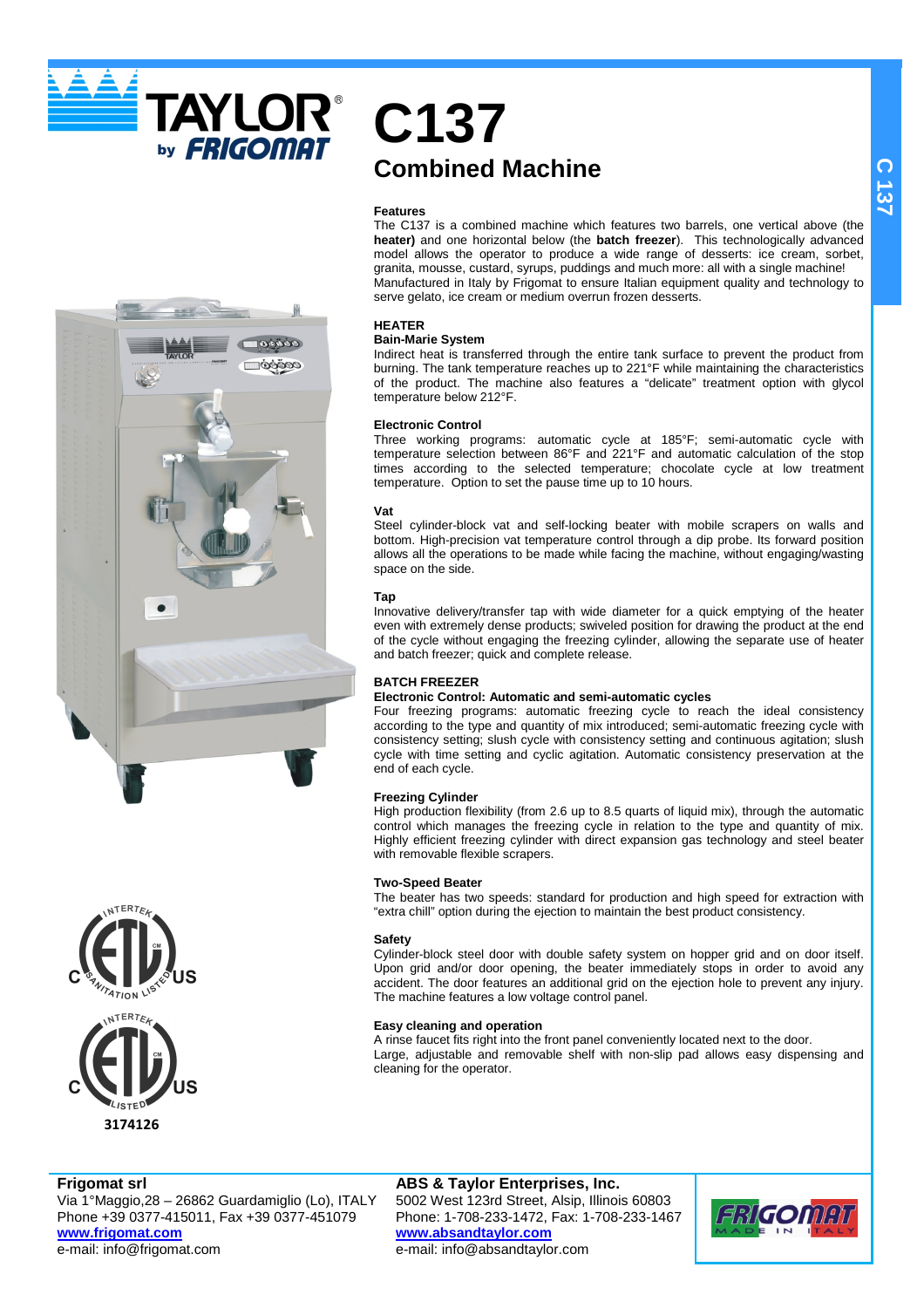# C137

## Combined Machine

**Features**

The C137 is a combined machine which features two barrels, one vertical above (the **heater)** and one horizontal below (the **batch freezer**). This technologically advanced model allows the operator to produce a wide range of desserts: ice cream, sorbet, granita, mousse, custard, syrups, puddings and much more: all with a single machine!
Manufactured in Italy by Frigomat to ensure Italian equipment quality and technology to serve gelato, ice cream or medium overrun frozen desserts.

**HEATER**

**Bain-Marie System**

Indirect heat is transferred through the entire tank surface to prevent the product from burning. The tank temperature reaches up to 221°F while maintaining the characteristics of the product. The machine also features a "delicate" treatment option with glycol temperature below 212°F.

**Electronic Control**

Three working programs: automatic cycle at 185°F; semi-automatic cycle with temperature selection between 86°F and 221°F and automatic calculation of the stop times according to the selected temperature; chocolate cycle at low treatment temperature. Option to set the pause time up to 10 hours.

**Vat**

Steel cylinder-block vat and self-locking beater with mobile scrapers on walls and bottom. High-precision vat temperature control through a dip probe. Its forward position allows all the operations to be made while facing the machine, without engaging/wasting space on the side.

**Tap**

Innovative delivery/transfer tap with wide diameter for a quick emptying of the heater even with extremely dense products; swiveled position for drawing the product at the end of the cycle without engaging the freezing cylinder, allowing the separate use of heater and batch freezer; quick and complete release.

**BATCH FREEZER**

**Electronic Control: Automatic and semi-automatic cycles**

Four freezing programs: automatic freezing cycle to reach the ideal consistency according to the type and quantity of mix introduced; semi-automatic freezing cycle with consistency setting; slush cycle with consistency setting and continuous agitation; slush cycle with time setting and cyclic agitation. Automatic consistency preservation at the end of each cycle.

**Freezing Cylinder**

High production flexibility (from 2.6 up to 8.5 quarts of liquid mix), through the automatic control which manages the freezing cycle in relation to the type and quantity of mix. Highly efficient freezing cylinder with direct expansion gas technology and steel beater with removable flexible scrapers.

**Two-Speed Beater**

The beater has two speeds: standard for production and high speed for extraction with "extra chill" option during the ejection to maintain the best product consistency.

**Safety**

Cylinder-block steel door with double safety system on hopper grid and on door itself. Upon grid and/or door opening, the beater immediately stops in order to avoid any accident. The door features an additional grid on the ejection hole to prevent any injury. The machine features a low voltage control panel.

**Easy cleaning and operation**

A rinse faucet fits right into the front panel conveniently located next to the door.
Large, adjustable and removable shelf with non-slip pad allows easy dispensing and cleaning for the operator.

3174126

**Frigomat srl**
Via 1°Maggio,28 – 26862 Guardamiglio (Lo), ITALY
Phone +39 0377-415011, Fax +39 0377-451079
**www.frigomat.com**
e-mail: info@frigomat.com

**ABS & Taylor Enterprises, Inc.**
5002 West 123rd Street, Alsip, Illinois 60803
Phone: 1-708-233-1472, Fax: 1-708-233-1467
**www.absandtaylor.com**
e-mail: info@absandtaylor.com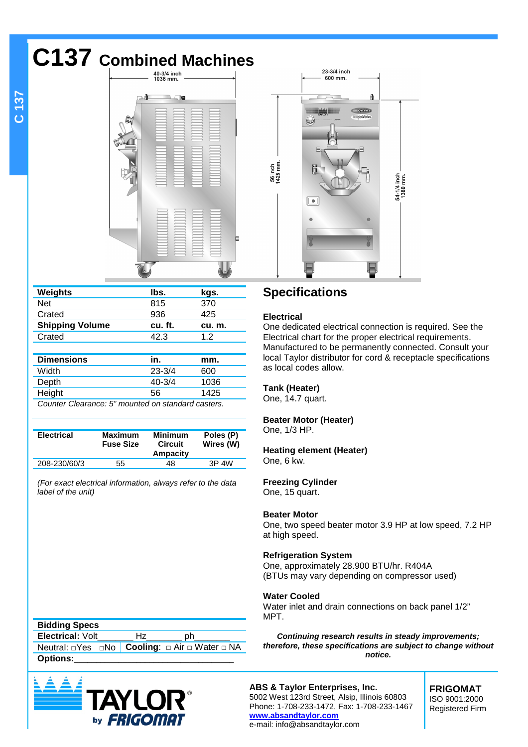# C137 Combined Machines

40-3/4 inch
1036 mm.

23-3/4 inch
600 mm.

56 inch
1425 mm.

54-1/4 inch
1380 mm.

| Weights | lbs. | kgs. |
|---|---|---|
| Net | 815 | 370 |
| Crated | 936 | 425 |
| **Shipping Volume** | **cu. ft.** | **cu. m.** |
| Crated | 42.3 | 1.2 |

| Dimensions | in. | mm. |
|---|---|---|
| Width | 23-3/4 | 600 |
| Depth | 40-3/4 | 1036 |
| Height | 56 | 1425 |

*Counter Clearance: 5" mounted on standard casters.*

| Electrical | Maximum Fuse Size | Minimum Circuit Ampacity | Poles (P) Wires (W) |
|---|---|---|---|
| 208-230/60/3 | 55 | 48 | 3P 4W |

*(For exact electrical information, always refer to the data label of the unit)*

## Specifications

**Electrical**
One dedicated electrical connection is required. See the Electrical chart for the proper electrical requirements. Manufactured to be permanently connected. Consult your local Taylor distributor for cord & receptacle specifications as local codes allow.

**Tank (Heater)**
One, 14.7 quart.

**Beater Motor (Heater)**
One, 1/3 HP.

**Heating element (Heater)**
One, 6 kw.

**Freezing Cylinder**
One, 15 quart.

**Beater Motor**
One, two speed beater motor 3.9 HP at low speed, 7.2 HP at high speed.

**Refrigeration System**
One, approximately 28.900 BTU/hr. R404A
(BTUs may vary depending on compressor used)

**Water Cooled**
Water inlet and drain connections on back panel 1/2" MPT.

***Continuing research results in steady improvements; therefore, these specifications are subject to change without notice.***

**Bidding Specs**
**Electrical:** Volt_______ Hz_______ ph_______
Neutral: □Yes □No | **Cooling**: □ Air □ Water □ NA
**Options:**________________________________

TAYLOR® by FRIGOMAT

**ABS & Taylor Enterprises, Inc.**
5002 West 123rd Street, Alsip, Illinois 60803
Phone: 1-708-233-1472, Fax: 1-708-233-1467
www.absandtaylor.com
e-mail: info@absandtaylor.com

**FRIGOMAT**
ISO 9001:2000
Registered Firm